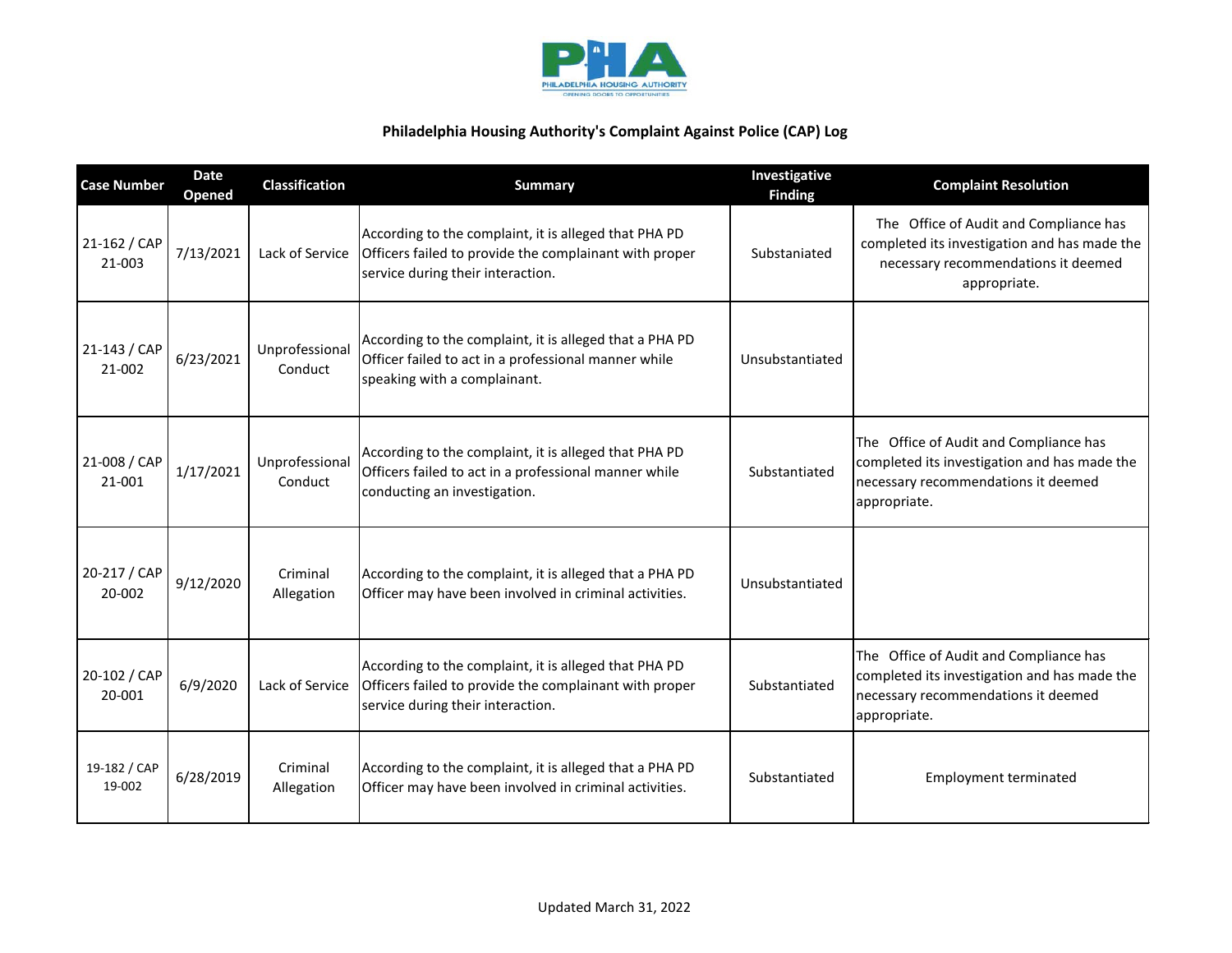# Philadelphia Housing Authority's Complaint Against Police (CAP) Log

| Case Number | Date Opened | Classification | Summary | Investigative Finding | Complaint Resolution |
|---|---|---|---|---|---|
| 21-162 / CAP 21-003 | 7/13/2021 | Lack of Service | According to the complaint, it is alleged that PHA PD Officers failed to provide the complainant with proper service during their interaction. | Substaniated | The Office of Audit and Compliance has completed its investigation and has made the necessary recommendations it deemed appropriate. |
| 21-143 / CAP 21-002 | 6/23/2021 | Unprofessional Conduct | According to the complaint, it is alleged that a PHA PD Officer failed to act in a professional manner while speaking with a complainant. | Unsubstantiated | |
| 21-008 / CAP 21-001 | 1/17/2021 | Unprofessional Conduct | According to the complaint, it is alleged that PHA PD Officers failed to act in a professional manner while conducting an investigation. | Substantiated | The Office of Audit and Compliance has completed its investigation and has made the necessary recommendations it deemed appropriate. |
| 20-217 / CAP 20-002 | 9/12/2020 | Criminal Allegation | According to the complaint, it is alleged that a PHA PD Officer may have been involved in criminal activities. | Unsubstantiated | |
| 20-102 / CAP 20-001 | 6/9/2020 | Lack of Service | According to the complaint, it is alleged that PHA PD Officers failed to provide the complainant with proper service during their interaction. | Substantiated | The Office of Audit and Compliance has completed its investigation and has made the necessary recommendations it deemed appropriate. |
| 19-182 / CAP 19-002 | 6/28/2019 | Criminal Allegation | According to the complaint, it is alleged that a PHA PD Officer may have been involved in criminal activities. | Substantiated | Employment terminated |

Updated March 31, 2022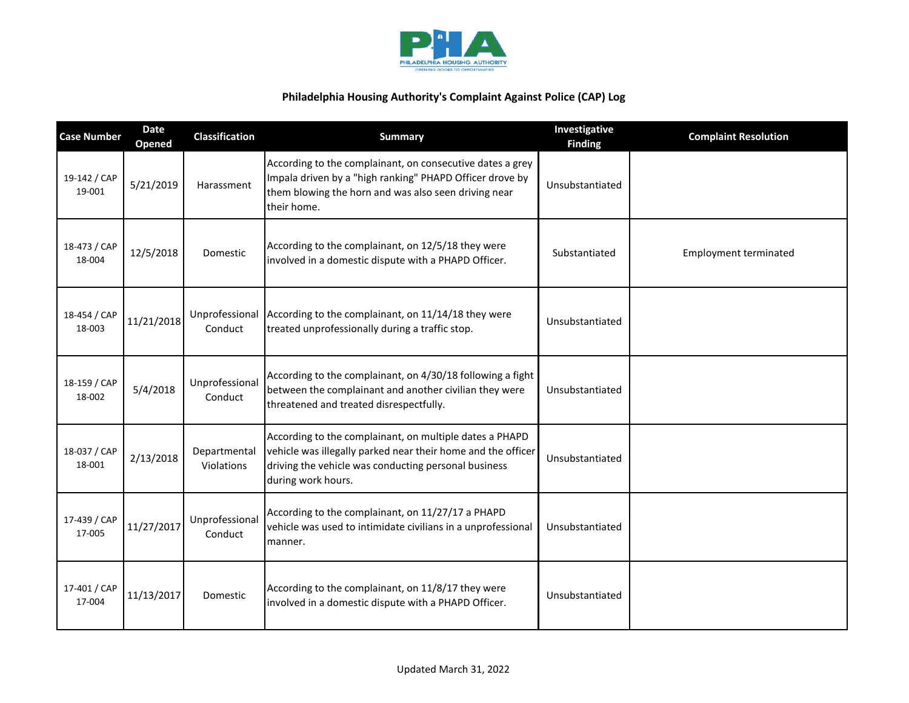PHA
PHILADELPHIA HOUSING AUTHORITY
OPENING DOORS TO OPPORTUNITIES

## Philadelphia Housing Authority's Complaint Against Police (CAP) Log

| Case Number | Date Opened | Classification | Summary | Investigative Finding | Complaint Resolution |
|---|---|---|---|---|---|
| 19-142 / CAP 19-001 | 5/21/2019 | Harassment | According to the complainant, on consecutive dates a grey Impala driven by a "high ranking" PHAPD Officer drove by them blowing the horn and was also seen driving near their home. | Unsubstantiated | |
| 18-473 / CAP 18-004 | 12/5/2018 | Domestic | According to the complainant, on 12/5/18 they were involved in a domestic dispute with a PHAPD Officer. | Substantiated | Employment terminated |
| 18-454 / CAP 18-003 | 11/21/2018 | Unprofessional Conduct | According to the complainant, on 11/14/18 they were treated unprofessionally during a traffic stop. | Unsubstantiated | |
| 18-159 / CAP 18-002 | 5/4/2018 | Unprofessional Conduct | According to the complainant, on 4/30/18 following a fight between the complainant and another civilian they were threatened and treated disrespectfully. | Unsubstantiated | |
| 18-037 / CAP 18-001 | 2/13/2018 | Departmental Violations | According to the complainant, on multiple dates a PHAPD vehicle was illegally parked near their home and the officer driving the vehicle was conducting personal business during work hours. | Unsubstantiated | |
| 17-439 / CAP 17-005 | 11/27/2017 | Unprofessional Conduct | According to the complainant, on 11/27/17 a PHAPD vehicle was used to intimidate civilians in a unprofessional manner. | Unsubstantiated | |
| 17-401 / CAP 17-004 | 11/13/2017 | Domestic | According to the complainant, on 11/8/17 they were involved in a domestic dispute with a PHAPD Officer. | Unsubstantiated | |

Updated March 31, 2022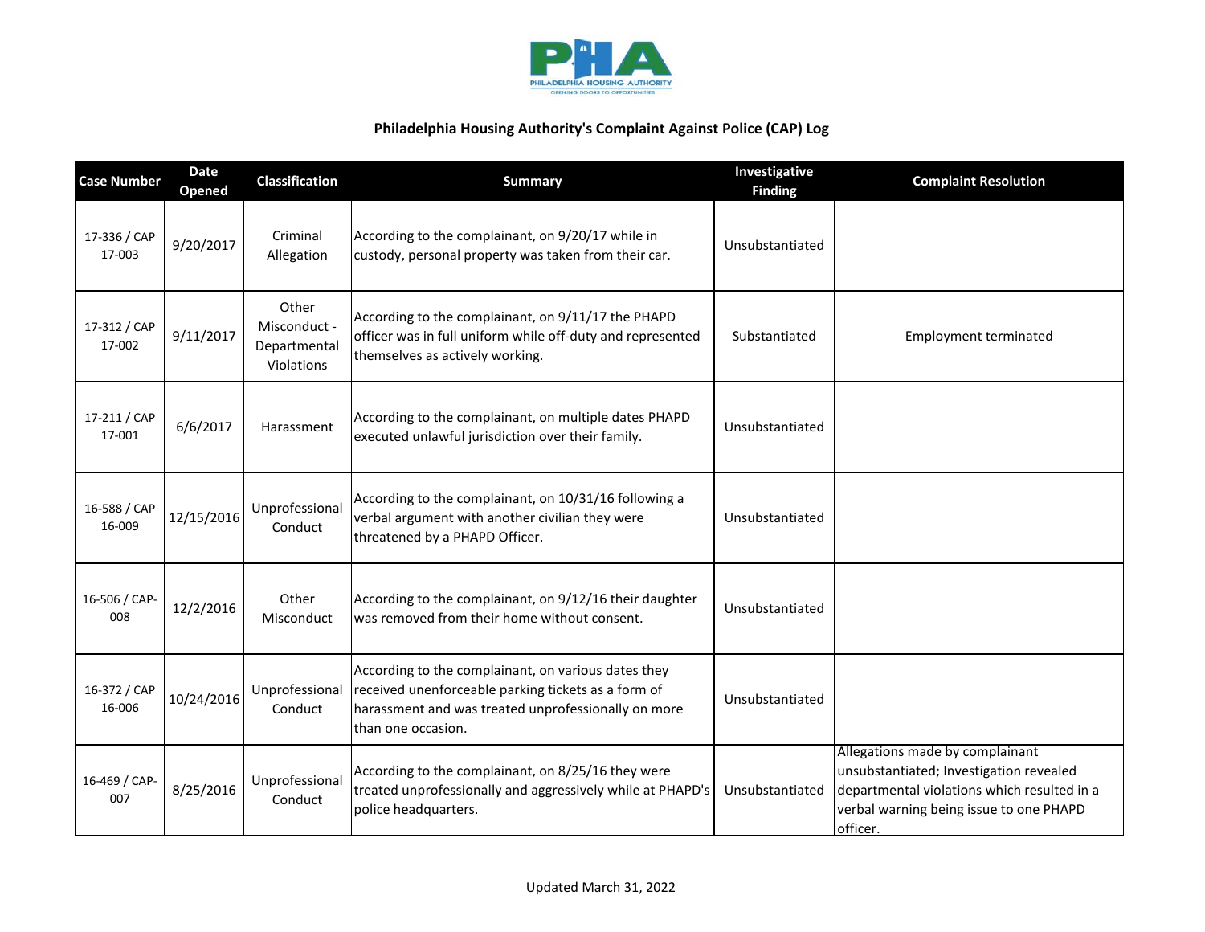**Philadelphia Housing Authority's Complaint Against Police (CAP) Log**

| Case Number | Date Opened | Classification | Summary | Investigative Finding | Complaint Resolution |
|---|---|---|---|---|---|
| 17-336 / CAP 17-003 | 9/20/2017 | Criminal Allegation | According to the complainant, on 9/20/17 while in custody, personal property was taken from their car. | Unsubstantiated | |
| 17-312 / CAP 17-002 | 9/11/2017 | Other Misconduct - Departmental Violations | According to the complainant, on 9/11/17 the PHAPD officer was in full uniform while off-duty and represented themselves as actively working. | Substantiated | Employment terminated |
| 17-211 / CAP 17-001 | 6/6/2017 | Harassment | According to the complainant, on multiple dates PHAPD executed unlawful jurisdiction over their family. | Unsubstantiated | |
| 16-588 / CAP 16-009 | 12/15/2016 | Unprofessional Conduct | According to the complainant, on 10/31/16 following a verbal argument with another civilian they were threatened by a PHAPD Officer. | Unsubstantiated | |
| 16-506 / CAP-008 | 12/2/2016 | Other Misconduct | According to the complainant, on 9/12/16 their daughter was removed from their home without consent. | Unsubstantiated | |
| 16-372 / CAP 16-006 | 10/24/2016 | Unprofessional Conduct | According to the complainant, on various dates they received unenforceable parking tickets as a form of harassment and was treated unprofessionally on more than one occasion. | Unsubstantiated | |
| 16-469 / CAP-007 | 8/25/2016 | Unprofessional Conduct | According to the complainant, on 8/25/16 they were treated unprofessionally and aggressively while at PHAPD's police headquarters. | Unsubstantiated | Allegations made by complainant unsubstantiated; Investigation revealed departmental violations which resulted in a verbal warning being issue to one PHAPD officer. |

Updated March 31, 2022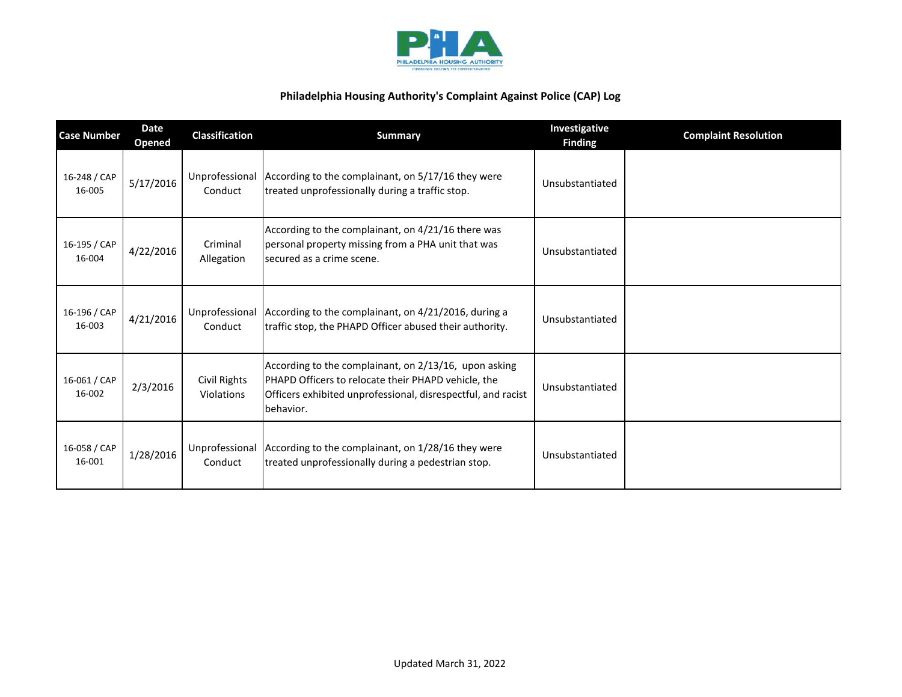PHILADELPHIA HOUSING AUTHORITY

OPENING DOORS TO OPPORTUNITIES

## Philadelphia Housing Authority's Complaint Against Police (CAP) Log

| Case Number | Date Opened | Classification | Summary | Investigative Finding | Complaint Resolution |
|---|---|---|---|---|---|
| 16-248 / CAP 16-005 | 5/17/2016 | Unprofessional Conduct | According to the complainant, on 5/17/16 they were treated unprofessionally during a traffic stop. | Unsubstantiated | |
| 16-195 / CAP 16-004 | 4/22/2016 | Criminal Allegation | According to the complainant, on 4/21/16 there was personal property missing from a PHA unit that was secured as a crime scene. | Unsubstantiated | |
| 16-196 / CAP 16-003 | 4/21/2016 | Unprofessional Conduct | According to the complainant, on 4/21/2016, during a traffic stop, the PHAPD Officer abused their authority. | Unsubstantiated | |
| 16-061 / CAP 16-002 | 2/3/2016 | Civil Rights Violations | According to the complainant, on 2/13/16, upon asking PHAPD Officers to relocate their PHAPD vehicle, the Officers exhibited unprofessional, disrespectful, and racist behavior. | Unsubstantiated | |
| 16-058 / CAP 16-001 | 1/28/2016 | Unprofessional Conduct | According to the complainant, on 1/28/16 they were treated unprofessionally during a pedestrian stop. | Unsubstantiated | |

Updated March 31, 2022